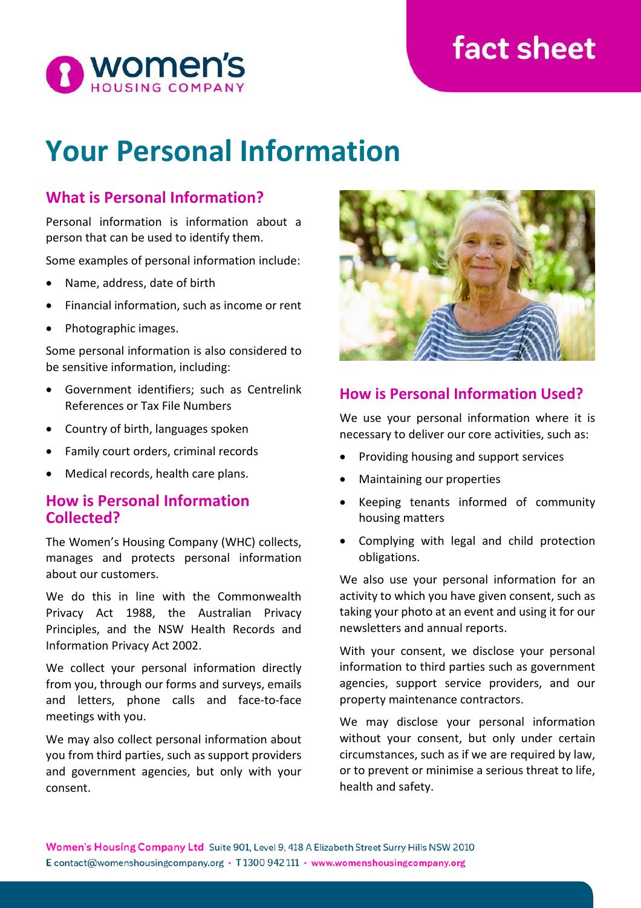women's HOUSING COMPANY

fact sheet

# Your Personal Information

## What is Personal Information?

Personal information is information about a person that can be used to identify them.

Some examples of personal information include:

- Name, address, date of birth
- Financial information, such as income or rent
- Photographic images.

Some personal information is also considered to be sensitive information, including:

- Government identifiers; such as Centrelink References or Tax File Numbers
- Country of birth, languages spoken
- Family court orders, criminal records
- Medical records, health care plans.

## How is Personal Information Collected?

The Women's Housing Company (WHC) collects, manages and protects personal information about our customers.

We do this in line with the Commonwealth Privacy Act 1988, the Australian Privacy Principles, and the NSW Health Records and Information Privacy Act 2002.

We collect your personal information directly from you, through our forms and surveys, emails and letters, phone calls and face-to-face meetings with you.

We may also collect personal information about you from third parties, such as support providers and government agencies, but only with your consent.

## How is Personal Information Used?

We use your personal information where it is necessary to deliver our core activities, such as:

- Providing housing and support services
- Maintaining our properties
- Keeping tenants informed of community housing matters
- Complying with legal and child protection obligations.

We also use your personal information for an activity to which you have given consent, such as taking your photo at an event and using it for our newsletters and annual reports.

With your consent, we disclose your personal information to third parties such as government agencies, support service providers, and our property maintenance contractors.

We may disclose your personal information without your consent, but only under certain circumstances, such as if we are required by law, or to prevent or minimise a serious threat to life, health and safety.

**Women's Housing Company Ltd** Suite 901, Level 9, 418 A Elizabeth Street Surry Hills NSW 2010
E contact@womenshousingcompany.org • T 1300 942 111 • www.womenshousingcompany.org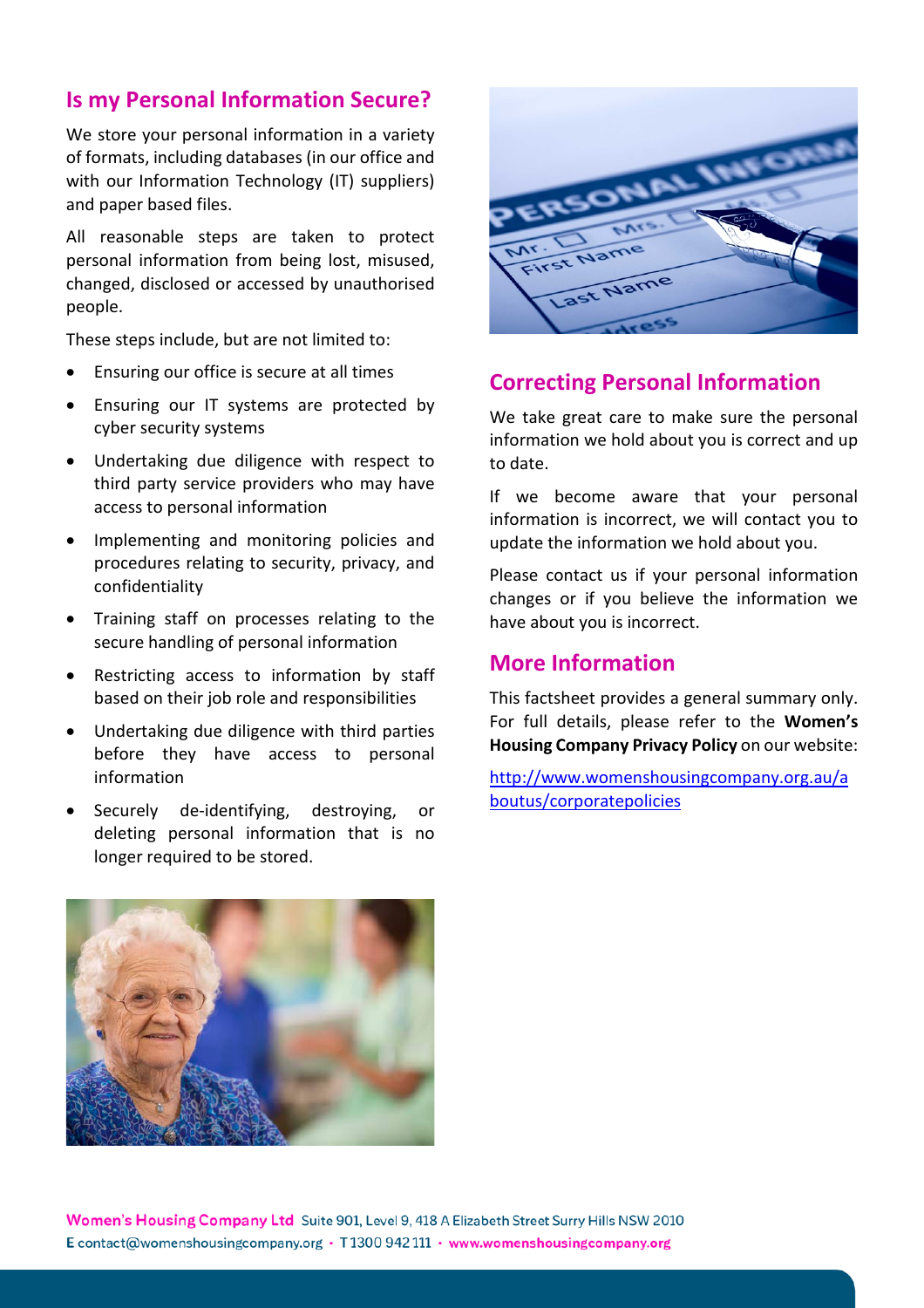## Is my Personal Information Secure?

We store your personal information in a variety of formats, including databases (in our office and with our Information Technology (IT) suppliers) and paper based files.

All reasonable steps are taken to protect personal information from being lost, misused, changed, disclosed or accessed by unauthorised people.

These steps include, but are not limited to:

- Ensuring our office is secure at all times
- Ensuring our IT systems are protected by cyber security systems
- Undertaking due diligence with respect to third party service providers who may have access to personal information
- Implementing and monitoring policies and procedures relating to security, privacy, and confidentiality
- Training staff on processes relating to the secure handling of personal information
- Restricting access to information by staff based on their job role and responsibilities
- Undertaking due diligence with third parties before they have access to personal information
- Securely de-identifying, destroying, or deleting personal information that is no longer required to be stored.

## Correcting Personal Information

We take great care to make sure the personal information we hold about you is correct and up to date.

If we become aware that your personal information is incorrect, we will contact you to update the information we hold about you.

Please contact us if your personal information changes or if you believe the information we have about you is incorrect.

## More Information

This factsheet provides a general summary only. For full details, please refer to the **Women's Housing Company Privacy Policy** on our website:

http://www.womenshousingcompany.org.au/aboutus/corporatepolicies

**Women's Housing Company Ltd** Suite 901, Level 9, 418 A Elizabeth Street Surry Hills NSW 2010
E contact@womenshousingcompany.org · T 1300 942 111 · www.womenshousingcompany.org